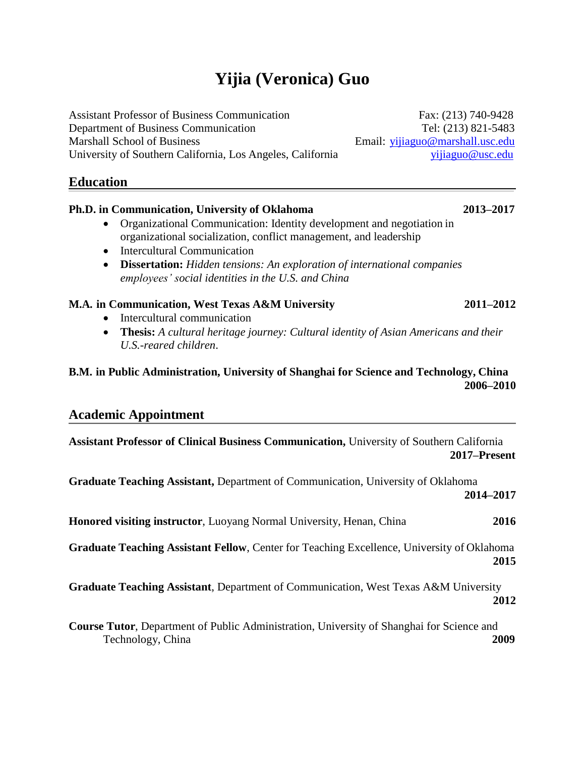# Yijia (Veronica) Guo

Assistant Professor of Business Communication
Department of Business Communication
Marshall School of Business
University of Southern California, Los Angeles, California

Fax: (213) 740-9428
Tel: (213) 821-5483
Email: yijiaguo@marshall.usc.edu
yijiaguo@usc.edu

## Education

**Ph.D. in Communication, University of Oklahoma** **2013–2017**

- Organizational Communication: Identity development and negotiation in organizational socialization, conflict management, and leadership
- Intercultural Communication
- **Dissertation:** *Hidden tensions: An exploration of international companies employees' social identities in the U.S. and China*

**M.A. in Communication, West Texas A&M University** **2011–2012**

- Intercultural communication
- **Thesis:** *A cultural heritage journey: Cultural identity of Asian Americans and their U.S.-reared children*.

**B.M. in Public Administration, University of Shanghai for Science and Technology, China** **2006–2010**

## Academic Appointment

**Assistant Professor of Clinical Business Communication,** University of Southern California **2017–Present**

**Graduate Teaching Assistant,** Department of Communication, University of Oklahoma **2014–2017**

**Honored visiting instructor**, Luoyang Normal University, Henan, China **2016**

**Graduate Teaching Assistant Fellow**, Center for Teaching Excellence, University of Oklahoma **2015**

**Graduate Teaching Assistant**, Department of Communication, West Texas A&M University **2012**

**Course Tutor**, Department of Public Administration, University of Shanghai for Science and Technology, China **2009**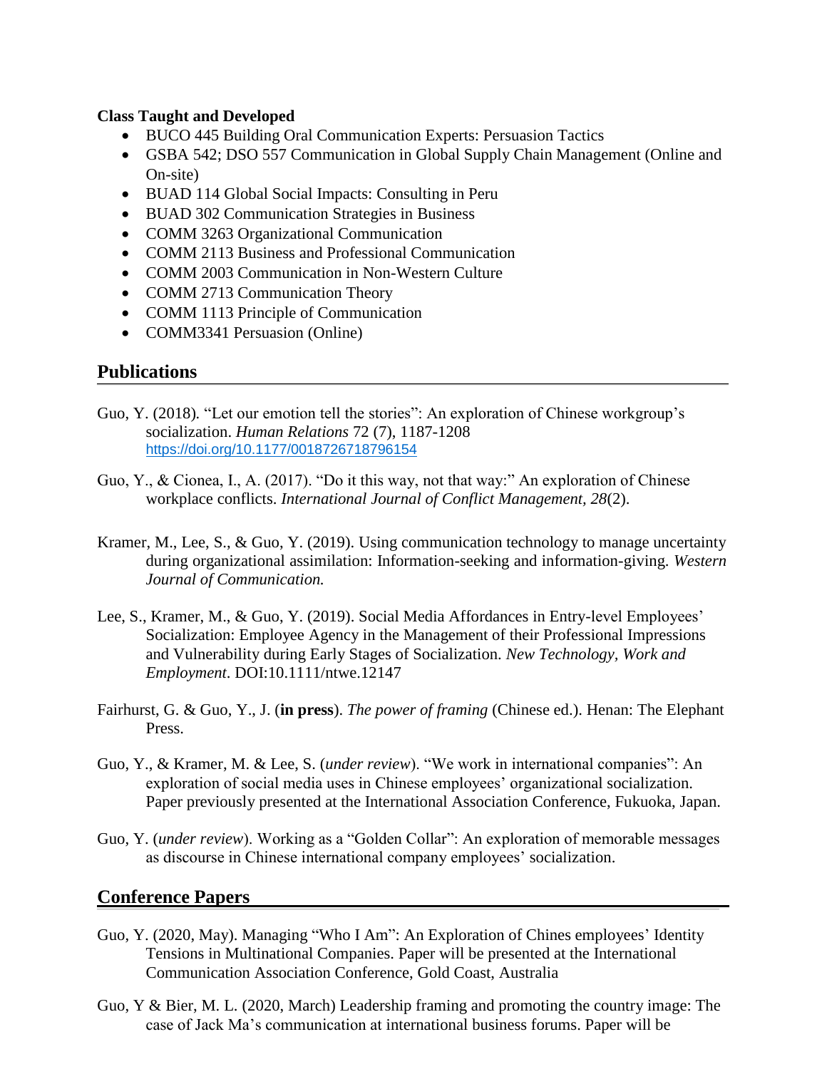**Class Taught and Developed**

- BUCO 445 Building Oral Communication Experts: Persuasion Tactics
- GSBA 542; DSO 557 Communication in Global Supply Chain Management (Online and On-site)
- BUAD 114 Global Social Impacts: Consulting in Peru
- BUAD 302 Communication Strategies in Business
- COMM 3263 Organizational Communication
- COMM 2113 Business and Professional Communication
- COMM 2003 Communication in Non-Western Culture
- COMM 2713 Communication Theory
- COMM 1113 Principle of Communication
- COMM3341 Persuasion (Online)

## Publications

Guo, Y. (2018). "Let our emotion tell the stories": An exploration of Chinese workgroup's socialization. *Human Relations* 72 (7), 1187-1208 https://doi.org/10.1177/0018726718796154

Guo, Y., & Cionea, I., A. (2017). "Do it this way, not that way:" An exploration of Chinese workplace conflicts. *International Journal of Conflict Management, 28*(2).

Kramer, M., Lee, S., & Guo, Y. (2019). Using communication technology to manage uncertainty during organizational assimilation: Information-seeking and information-giving. *Western Journal of Communication.*

Lee, S., Kramer, M., & Guo, Y. (2019). Social Media Affordances in Entry-level Employees' Socialization: Employee Agency in the Management of their Professional Impressions and Vulnerability during Early Stages of Socialization. *New Technology, Work and Employment*. DOI:10.1111/ntwe.12147

Fairhurst, G. & Guo, Y., J. (**in press**). *The power of framing* (Chinese ed.). Henan: The Elephant Press.

Guo, Y., & Kramer, M. & Lee, S. (*under review*). "We work in international companies": An exploration of social media uses in Chinese employees' organizational socialization. Paper previously presented at the International Association Conference, Fukuoka, Japan.

Guo, Y. (*under review*). Working as a "Golden Collar": An exploration of memorable messages as discourse in Chinese international company employees' socialization.

## Conference Papers

Guo, Y. (2020, May). Managing "Who I Am": An Exploration of Chines employees' Identity Tensions in Multinational Companies. Paper will be presented at the International Communication Association Conference, Gold Coast, Australia

Guo, Y & Bier, M. L. (2020, March) Leadership framing and promoting the country image: The case of Jack Ma's communication at international business forums. Paper will be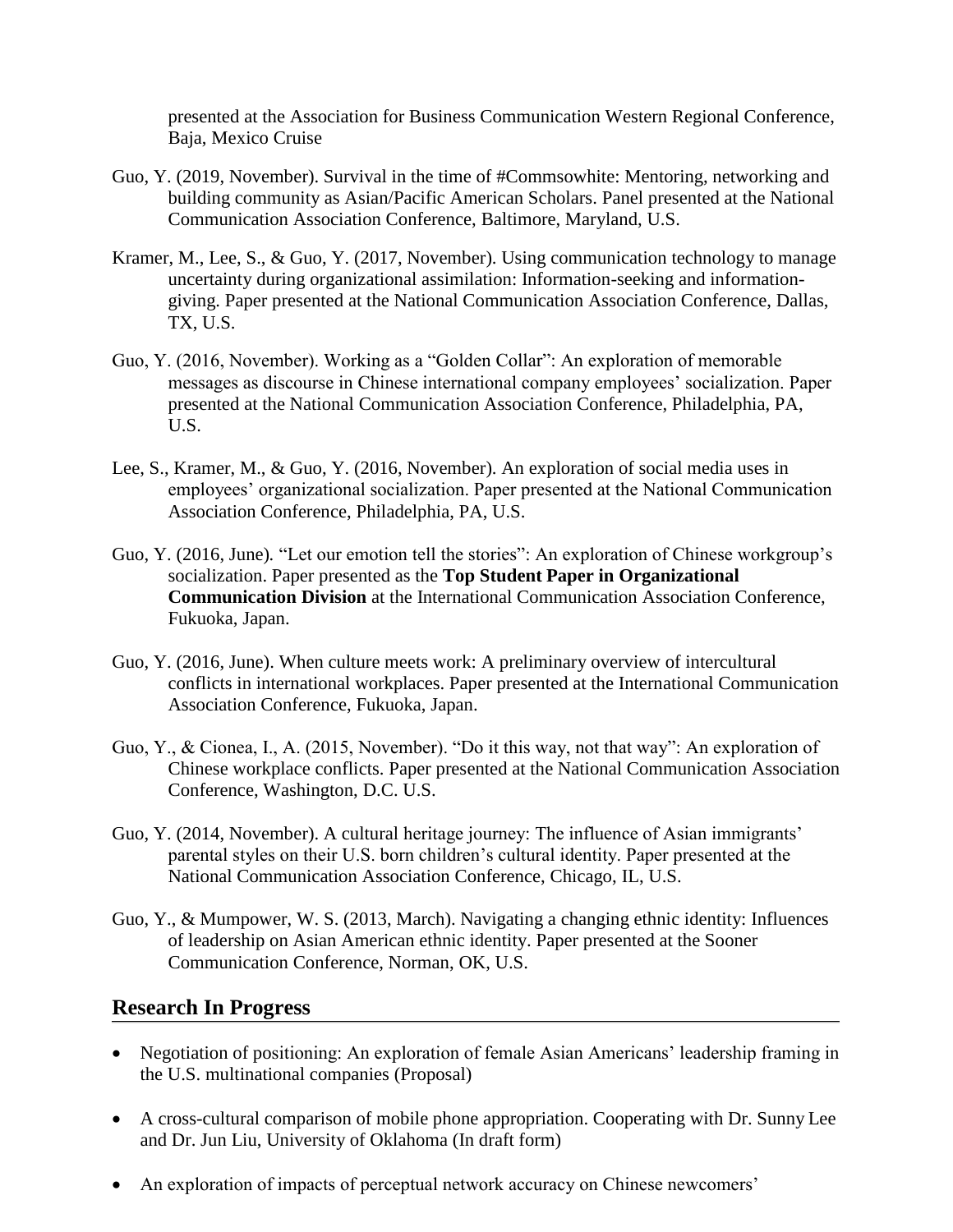presented at the Association for Business Communication Western Regional Conference, Baja, Mexico Cruise

Guo, Y. (2019, November). Survival in the time of #Commsowhite: Mentoring, networking and building community as Asian/Pacific American Scholars. Panel presented at the National Communication Association Conference, Baltimore, Maryland, U.S.

Kramer, M., Lee, S., & Guo, Y. (2017, November). Using communication technology to manage uncertainty during organizational assimilation: Information-seeking and information-giving. Paper presented at the National Communication Association Conference, Dallas, TX, U.S.

Guo, Y. (2016, November). Working as a "Golden Collar": An exploration of memorable messages as discourse in Chinese international company employees' socialization. Paper presented at the National Communication Association Conference, Philadelphia, PA, U.S.

Lee, S., Kramer, M., & Guo, Y. (2016, November). An exploration of social media uses in employees' organizational socialization. Paper presented at the National Communication Association Conference, Philadelphia, PA, U.S.

Guo, Y. (2016, June). "Let our emotion tell the stories": An exploration of Chinese workgroup's socialization. Paper presented as the **Top Student Paper in Organizational Communication Division** at the International Communication Association Conference, Fukuoka, Japan.

Guo, Y. (2016, June). When culture meets work: A preliminary overview of intercultural conflicts in international workplaces. Paper presented at the International Communication Association Conference, Fukuoka, Japan.

Guo, Y., & Cionea, I., A. (2015, November). "Do it this way, not that way": An exploration of Chinese workplace conflicts. Paper presented at the National Communication Association Conference, Washington, D.C. U.S.

Guo, Y. (2014, November). A cultural heritage journey: The influence of Asian immigrants' parental styles on their U.S. born children's cultural identity. Paper presented at the National Communication Association Conference, Chicago, IL, U.S.

Guo, Y., & Mumpower, W. S. (2013, March). Navigating a changing ethnic identity: Influences of leadership on Asian American ethnic identity. Paper presented at the Sooner Communication Conference, Norman, OK, U.S.

## Research In Progress

- Negotiation of positioning: An exploration of female Asian Americans' leadership framing in the U.S. multinational companies (Proposal)
- A cross-cultural comparison of mobile phone appropriation. Cooperating with Dr. Sunny Lee and Dr. Jun Liu, University of Oklahoma (In draft form)
- An exploration of impacts of perceptual network accuracy on Chinese newcomers'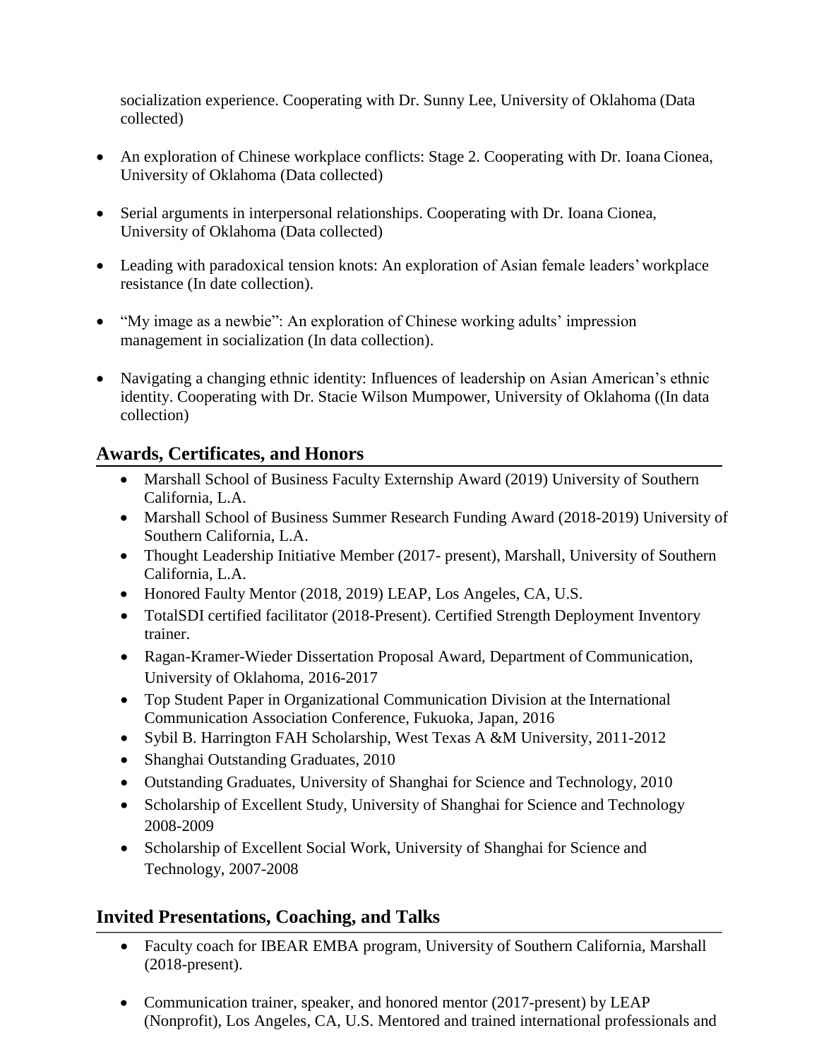socialization experience. Cooperating with Dr. Sunny Lee, University of Oklahoma (Data collected)

- An exploration of Chinese workplace conflicts: Stage 2. Cooperating with Dr. Ioana Cionea, University of Oklahoma (Data collected)

- Serial arguments in interpersonal relationships. Cooperating with Dr. Ioana Cionea, University of Oklahoma (Data collected)

- Leading with paradoxical tension knots: An exploration of Asian female leaders' workplace resistance (In date collection).

- "My image as a newbie": An exploration of Chinese working adults' impression management in socialization (In data collection).

- Navigating a changing ethnic identity: Influences of leadership on Asian American's ethnic identity. Cooperating with Dr. Stacie Wilson Mumpower, University of Oklahoma ((In data collection)

## Awards, Certificates, and Honors

- Marshall School of Business Faculty Externship Award (2019) University of Southern California, L.A.
- Marshall School of Business Summer Research Funding Award (2018-2019) University of Southern California, L.A.
- Thought Leadership Initiative Member (2017- present), Marshall, University of Southern California, L.A.
- Honored Faulty Mentor (2018, 2019) LEAP, Los Angeles, CA, U.S.
- TotalSDI certified facilitator (2018-Present). Certified Strength Deployment Inventory trainer.
- Ragan-Kramer-Wieder Dissertation Proposal Award, Department of Communication, University of Oklahoma, 2016-2017
- Top Student Paper in Organizational Communication Division at the International Communication Association Conference, Fukuoka, Japan, 2016
- Sybil B. Harrington FAH Scholarship, West Texas A &M University, 2011-2012
- Shanghai Outstanding Graduates, 2010
- Outstanding Graduates, University of Shanghai for Science and Technology, 2010
- Scholarship of Excellent Study, University of Shanghai for Science and Technology 2008-2009
- Scholarship of Excellent Social Work, University of Shanghai for Science and Technology, 2007-2008

## Invited Presentations, Coaching, and Talks

- Faculty coach for IBEAR EMBA program, University of Southern California, Marshall (2018-present).

- Communication trainer, speaker, and honored mentor (2017-present) by LEAP (Nonprofit), Los Angeles, CA, U.S. Mentored and trained international professionals and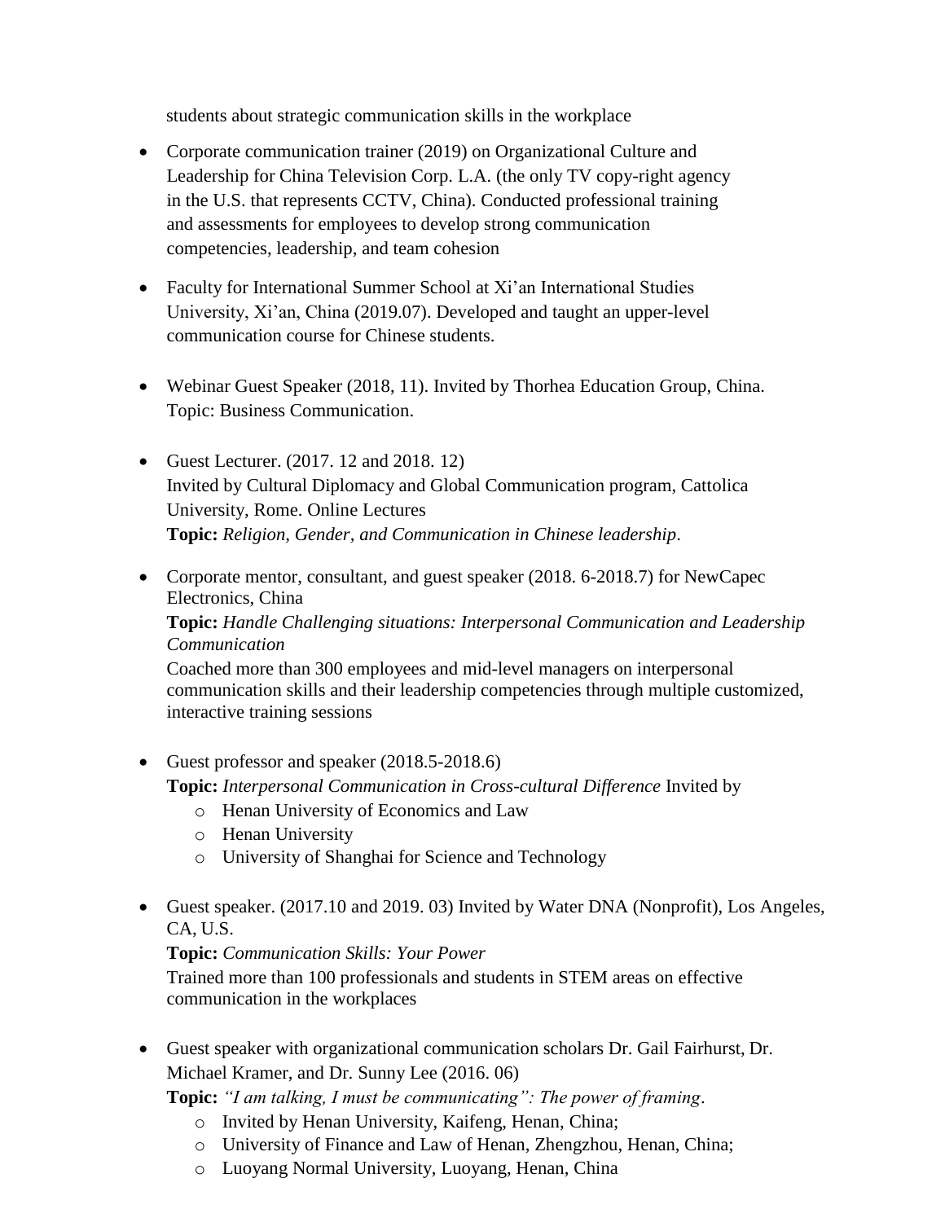students about strategic communication skills in the workplace

- Corporate communication trainer (2019) on Organizational Culture and Leadership for China Television Corp. L.A. (the only TV copy-right agency in the U.S. that represents CCTV, China). Conducted professional training and assessments for employees to develop strong communication competencies, leadership, and team cohesion

- Faculty for International Summer School at Xi'an International Studies University, Xi'an, China (2019.07). Developed and taught an upper-level communication course for Chinese students.

- Webinar Guest Speaker (2018, 11). Invited by Thorhea Education Group, China. Topic: Business Communication.

- Guest Lecturer. (2017. 12 and 2018. 12)
  Invited by Cultural Diplomacy and Global Communication program, Cattolica University, Rome. Online Lectures
  **Topic:** *Religion, Gender, and Communication in Chinese leadership*.

- Corporate mentor, consultant, and guest speaker (2018. 6-2018.7) for NewCapec Electronics, China
  **Topic:** *Handle Challenging situations: Interpersonal Communication and Leadership Communication*
  Coached more than 300 employees and mid-level managers on interpersonal communication skills and their leadership competencies through multiple customized, interactive training sessions

- Guest professor and speaker (2018.5-2018.6)
  **Topic:** *Interpersonal Communication in Cross-cultural Difference* Invited by
  - Henan University of Economics and Law
  - Henan University
  - University of Shanghai for Science and Technology

- Guest speaker. (2017.10 and 2019. 03) Invited by Water DNA (Nonprofit), Los Angeles, CA, U.S.
  **Topic:** *Communication Skills: Your Power*
  Trained more than 100 professionals and students in STEM areas on effective communication in the workplaces

- Guest speaker with organizational communication scholars Dr. Gail Fairhurst, Dr. Michael Kramer, and Dr. Sunny Lee (2016. 06)
  **Topic:** *"I am talking, I must be communicating": The power of framing*.
  - Invited by Henan University, Kaifeng, Henan, China;
  - University of Finance and Law of Henan, Zhengzhou, Henan, China;
  - Luoyang Normal University, Luoyang, Henan, China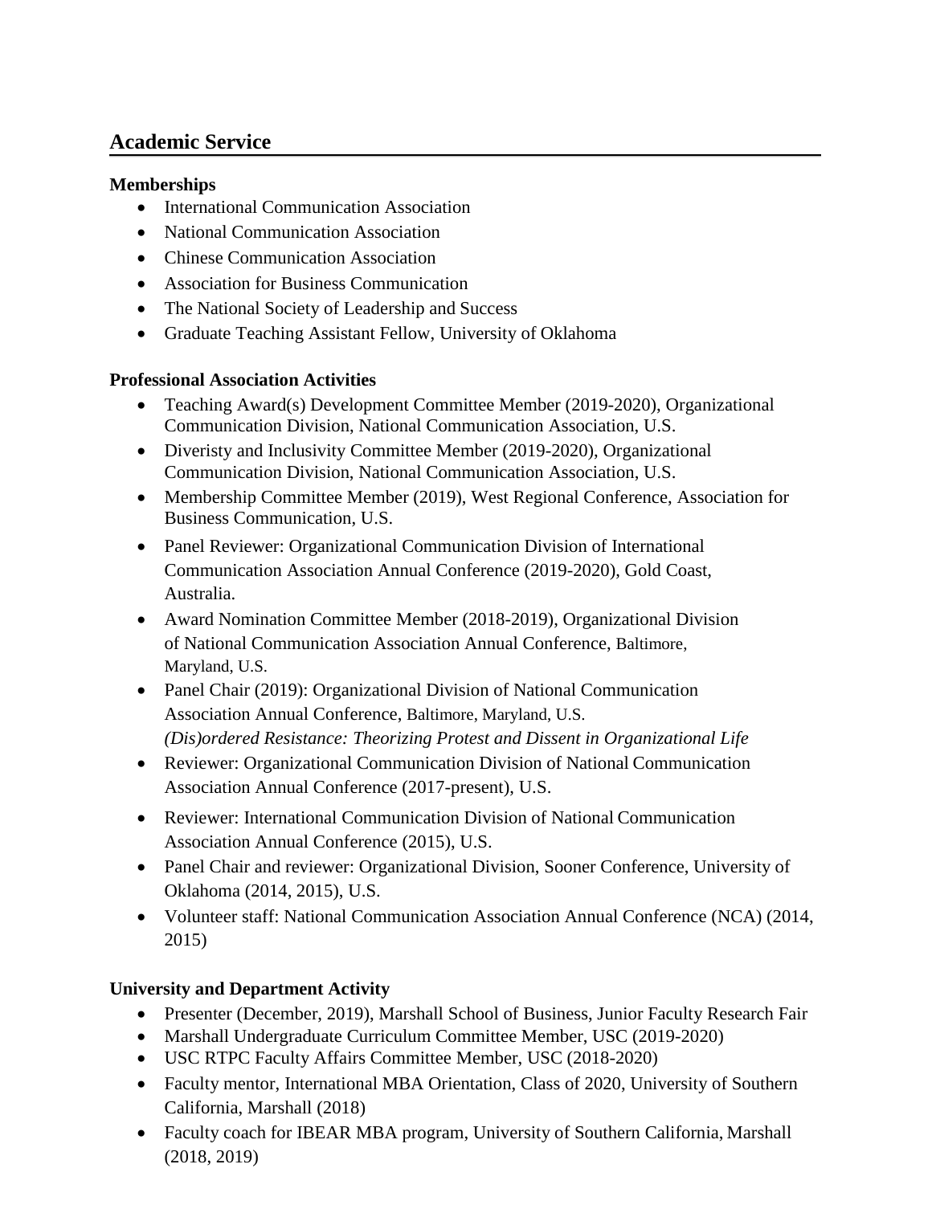## Academic Service

### Memberships

- International Communication Association
- National Communication Association
- Chinese Communication Association
- Association for Business Communication
- The National Society of Leadership and Success
- Graduate Teaching Assistant Fellow, University of Oklahoma

### Professional Association Activities

- Teaching Award(s) Development Committee Member (2019-2020), Organizational Communication Division, National Communication Association, U.S.
- Diveristy and Inclusivity Committee Member (2019-2020), Organizational Communication Division, National Communication Association, U.S.
- Membership Committee Member (2019), West Regional Conference, Association for Business Communication, U.S.
- Panel Reviewer: Organizational Communication Division of International Communication Association Annual Conference (2019-2020), Gold Coast, Australia.
- Award Nomination Committee Member (2018-2019), Organizational Division of National Communication Association Annual Conference, Baltimore, Maryland, U.S.
- Panel Chair (2019): Organizational Division of National Communication Association Annual Conference, Baltimore, Maryland, U.S.
  *(Dis)ordered Resistance: Theorizing Protest and Dissent in Organizational Life*
- Reviewer: Organizational Communication Division of National Communication Association Annual Conference (2017-present), U.S.
- Reviewer: International Communication Division of National Communication Association Annual Conference (2015), U.S.
- Panel Chair and reviewer: Organizational Division, Sooner Conference, University of Oklahoma (2014, 2015), U.S.
- Volunteer staff: National Communication Association Annual Conference (NCA) (2014, 2015)

### University and Department Activity

- Presenter (December, 2019), Marshall School of Business, Junior Faculty Research Fair
- Marshall Undergraduate Curriculum Committee Member, USC (2019-2020)
- USC RTPC Faculty Affairs Committee Member, USC (2018-2020)
- Faculty mentor, International MBA Orientation, Class of 2020, University of Southern California, Marshall (2018)
- Faculty coach for IBEAR MBA program, University of Southern California, Marshall (2018, 2019)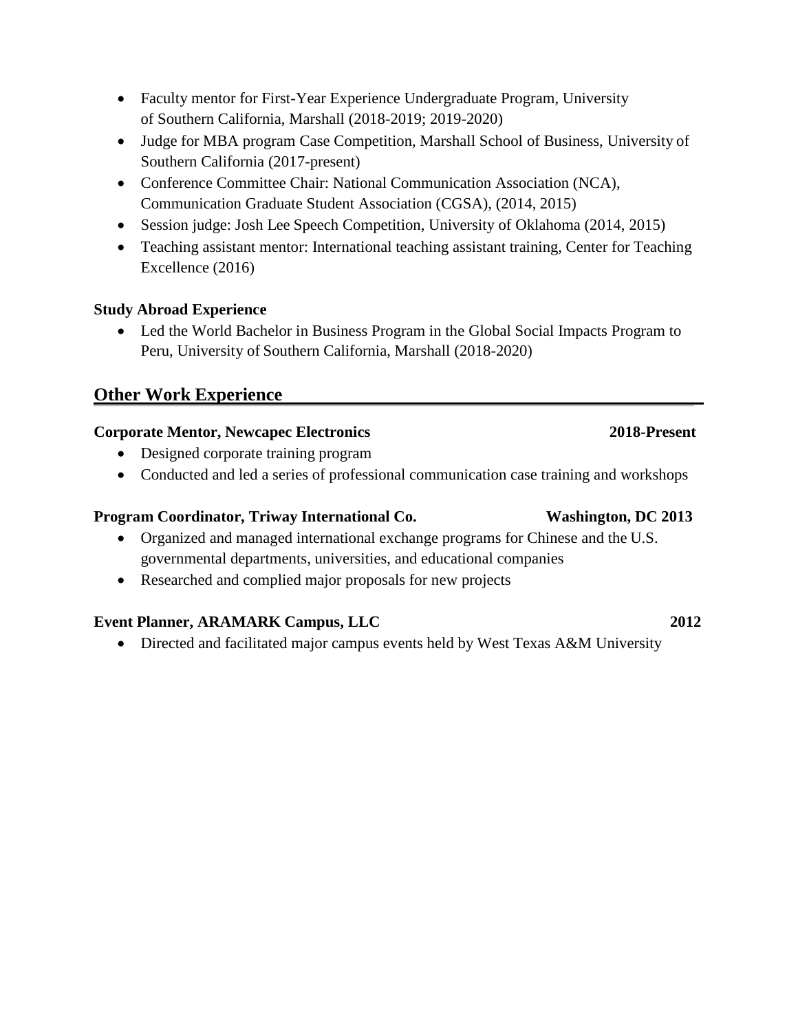- Faculty mentor for First-Year Experience Undergraduate Program, University of Southern California, Marshall (2018-2019; 2019-2020)
- Judge for MBA program Case Competition, Marshall School of Business, University of Southern California (2017-present)
- Conference Committee Chair: National Communication Association (NCA), Communication Graduate Student Association (CGSA), (2014, 2015)
- Session judge: Josh Lee Speech Competition, University of Oklahoma (2014, 2015)
- Teaching assistant mentor: International teaching assistant training, Center for Teaching Excellence (2016)

**Study Abroad Experience**

- Led the World Bachelor in Business Program in the Global Social Impacts Program to Peru, University of Southern California, Marshall (2018-2020)

## Other Work Experience

**Corporate Mentor, Newcapec Electronics** **2018-Present**

- Designed corporate training program
- Conducted and led a series of professional communication case training and workshops

**Program Coordinator, Triway International Co.** **Washington, DC 2013**

- Organized and managed international exchange programs for Chinese and the U.S. governmental departments, universities, and educational companies
- Researched and complied major proposals for new projects

**Event Planner, ARAMARK Campus, LLC** **2012**

- Directed and facilitated major campus events held by West Texas A&M University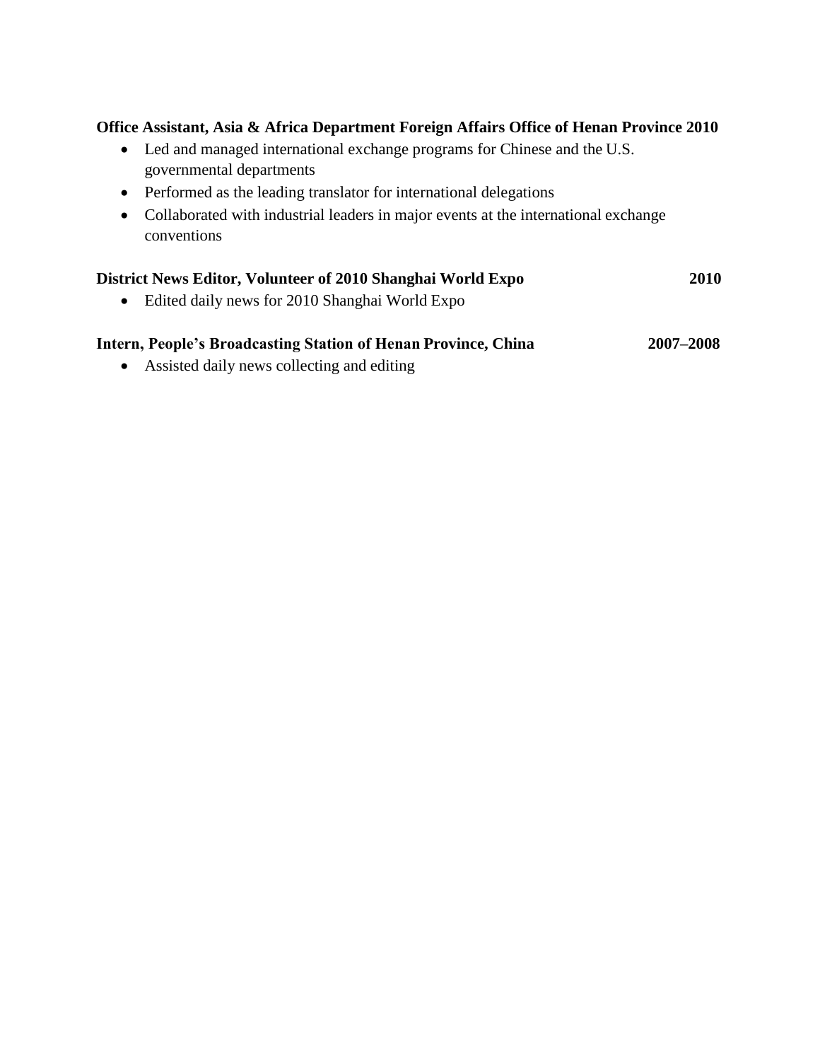**Office Assistant, Asia & Africa Department Foreign Affairs Office of Henan Province 2010**

- Led and managed international exchange programs for Chinese and the U.S. governmental departments
- Performed as the leading translator for international delegations
- Collaborated with industrial leaders in major events at the international exchange conventions

**District News Editor, Volunteer of 2010 Shanghai World Expo 2010**

- Edited daily news for 2010 Shanghai World Expo

**Intern, People's Broadcasting Station of Henan Province, China 2007–2008**

- Assisted daily news collecting and editing